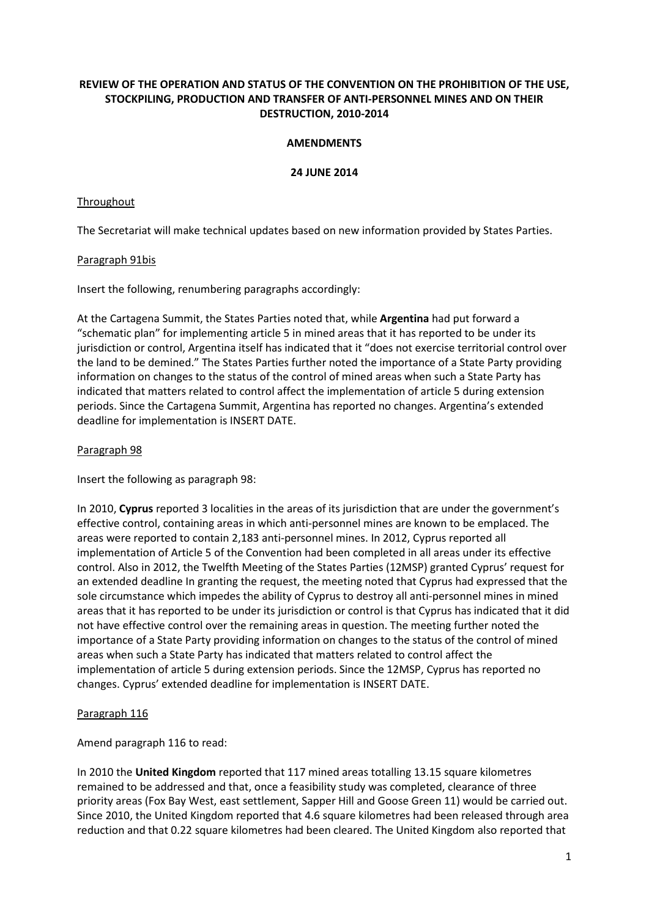**REVIEW OF THE OPERATION AND STATUS OF THE CONVENTION ON THE PROHIBITION OF THE USE, STOCKPILING, PRODUCTION AND TRANSFER OF ANTI-PERSONNEL MINES AND ON THEIR DESTRUCTION, 2010-2014**

**AMENDMENTS**

**24 JUNE 2014**

<u>Throughout</u>

The Secretariat will make technical updates based on new information provided by States Parties.

<u>Paragraph 91bis</u>

Insert the following, renumbering paragraphs accordingly:

At the Cartagena Summit, the States Parties noted that, while **Argentina** had put forward a "schematic plan" for implementing article 5 in mined areas that it has reported to be under its jurisdiction or control, Argentina itself has indicated that it "does not exercise territorial control over the land to be demined." The States Parties further noted the importance of a State Party providing information on changes to the status of the control of mined areas when such a State Party has indicated that matters related to control affect the implementation of article 5 during extension periods. Since the Cartagena Summit, Argentina has reported no changes. Argentina's extended deadline for implementation is INSERT DATE.

<u>Paragraph 98</u>

Insert the following as paragraph 98:

In 2010, **Cyprus** reported 3 localities in the areas of its jurisdiction that are under the government's effective control, containing areas in which anti-personnel mines are known to be emplaced. The areas were reported to contain 2,183 anti-personnel mines. In 2012, Cyprus reported all implementation of Article 5 of the Convention had been completed in all areas under its effective control. Also in 2012, the Twelfth Meeting of the States Parties (12MSP) granted Cyprus' request for an extended deadline In granting the request, the meeting noted that Cyprus had expressed that the sole circumstance which impedes the ability of Cyprus to destroy all anti-personnel mines in mined areas that it has reported to be under its jurisdiction or control is that Cyprus has indicated that it did not have effective control over the remaining areas in question. The meeting further noted the importance of a State Party providing information on changes to the status of the control of mined areas when such a State Party has indicated that matters related to control affect the implementation of article 5 during extension periods. Since the 12MSP, Cyprus has reported no changes. Cyprus' extended deadline for implementation is INSERT DATE.

<u>Paragraph 116</u>

Amend paragraph 116 to read:

In 2010 the **United Kingdom** reported that 117 mined areas totalling 13.15 square kilometres remained to be addressed and that, once a feasibility study was completed, clearance of three priority areas (Fox Bay West, east settlement, Sapper Hill and Goose Green 11) would be carried out. Since 2010, the United Kingdom reported that 4.6 square kilometres had been released through area reduction and that 0.22 square kilometres had been cleared. The United Kingdom also reported that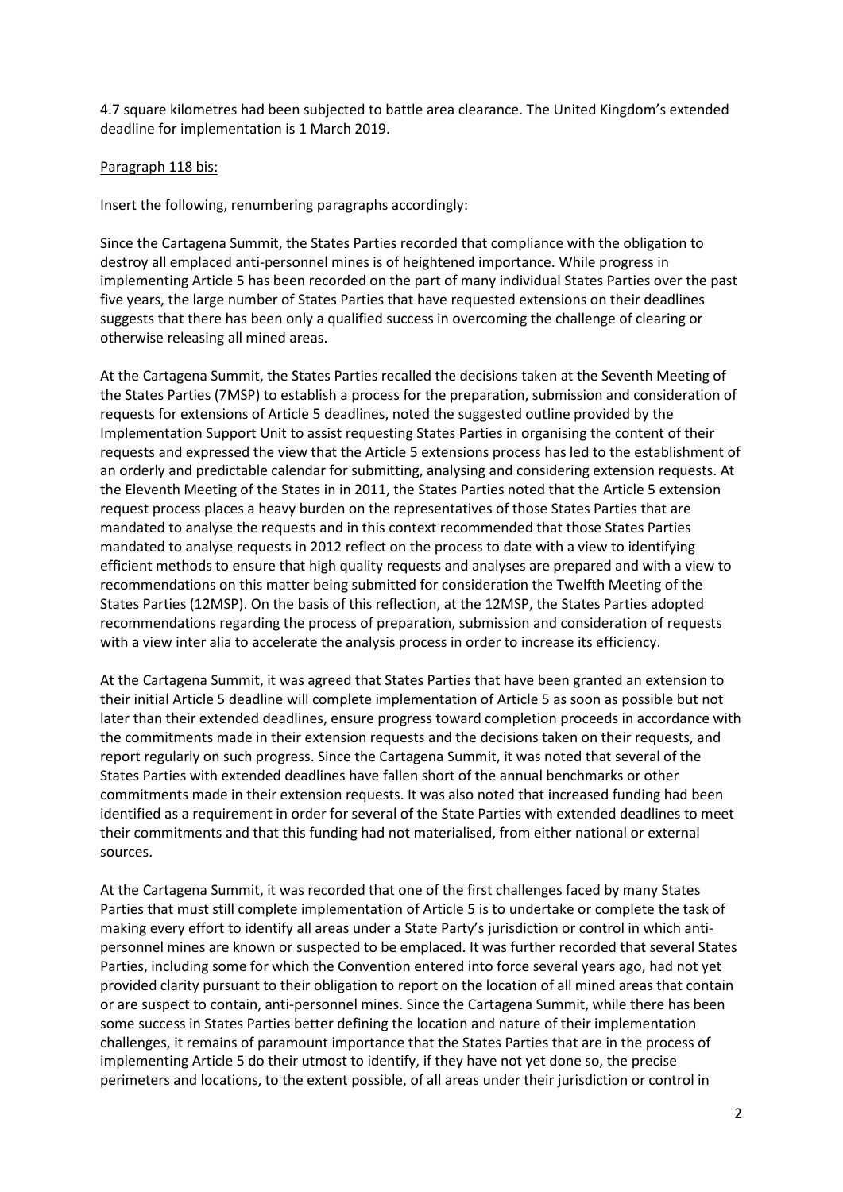4.7 square kilometres had been subjected to battle area clearance. The United Kingdom's extended deadline for implementation is 1 March 2019.

Paragraph 118 bis:

Insert the following, renumbering paragraphs accordingly:

Since the Cartagena Summit, the States Parties recorded that compliance with the obligation to destroy all emplaced anti-personnel mines is of heightened importance. While progress in implementing Article 5 has been recorded on the part of many individual States Parties over the past five years, the large number of States Parties that have requested extensions on their deadlines suggests that there has been only a qualified success in overcoming the challenge of clearing or otherwise releasing all mined areas.

At the Cartagena Summit, the States Parties recalled the decisions taken at the Seventh Meeting of the States Parties (7MSP) to establish a process for the preparation, submission and consideration of requests for extensions of Article 5 deadlines, noted the suggested outline provided by the Implementation Support Unit to assist requesting States Parties in organising the content of their requests and expressed the view that the Article 5 extensions process has led to the establishment of an orderly and predictable calendar for submitting, analysing and considering extension requests. At the Eleventh Meeting of the States in in 2011, the States Parties noted that the Article 5 extension request process places a heavy burden on the representatives of those States Parties that are mandated to analyse the requests and in this context recommended that those States Parties mandated to analyse requests in 2012 reflect on the process to date with a view to identifying efficient methods to ensure that high quality requests and analyses are prepared and with a view to recommendations on this matter being submitted for consideration the Twelfth Meeting of the States Parties (12MSP). On the basis of this reflection, at the 12MSP, the States Parties adopted recommendations regarding the process of preparation, submission and consideration of requests with a view inter alia to accelerate the analysis process in order to increase its efficiency.

At the Cartagena Summit, it was agreed that States Parties that have been granted an extension to their initial Article 5 deadline will complete implementation of Article 5 as soon as possible but not later than their extended deadlines, ensure progress toward completion proceeds in accordance with the commitments made in their extension requests and the decisions taken on their requests, and report regularly on such progress. Since the Cartagena Summit, it was noted that several of the States Parties with extended deadlines have fallen short of the annual benchmarks or other commitments made in their extension requests. It was also noted that increased funding had been identified as a requirement in order for several of the State Parties with extended deadlines to meet their commitments and that this funding had not materialised, from either national or external sources.

At the Cartagena Summit, it was recorded that one of the first challenges faced by many States Parties that must still complete implementation of Article 5 is to undertake or complete the task of making every effort to identify all areas under a State Party's jurisdiction or control in which anti-personnel mines are known or suspected to be emplaced. It was further recorded that several States Parties, including some for which the Convention entered into force several years ago, had not yet provided clarity pursuant to their obligation to report on the location of all mined areas that contain or are suspect to contain, anti-personnel mines. Since the Cartagena Summit, while there has been some success in States Parties better defining the location and nature of their implementation challenges, it remains of paramount importance that the States Parties that are in the process of implementing Article 5 do their utmost to identify, if they have not yet done so, the precise perimeters and locations, to the extent possible, of all areas under their jurisdiction or control in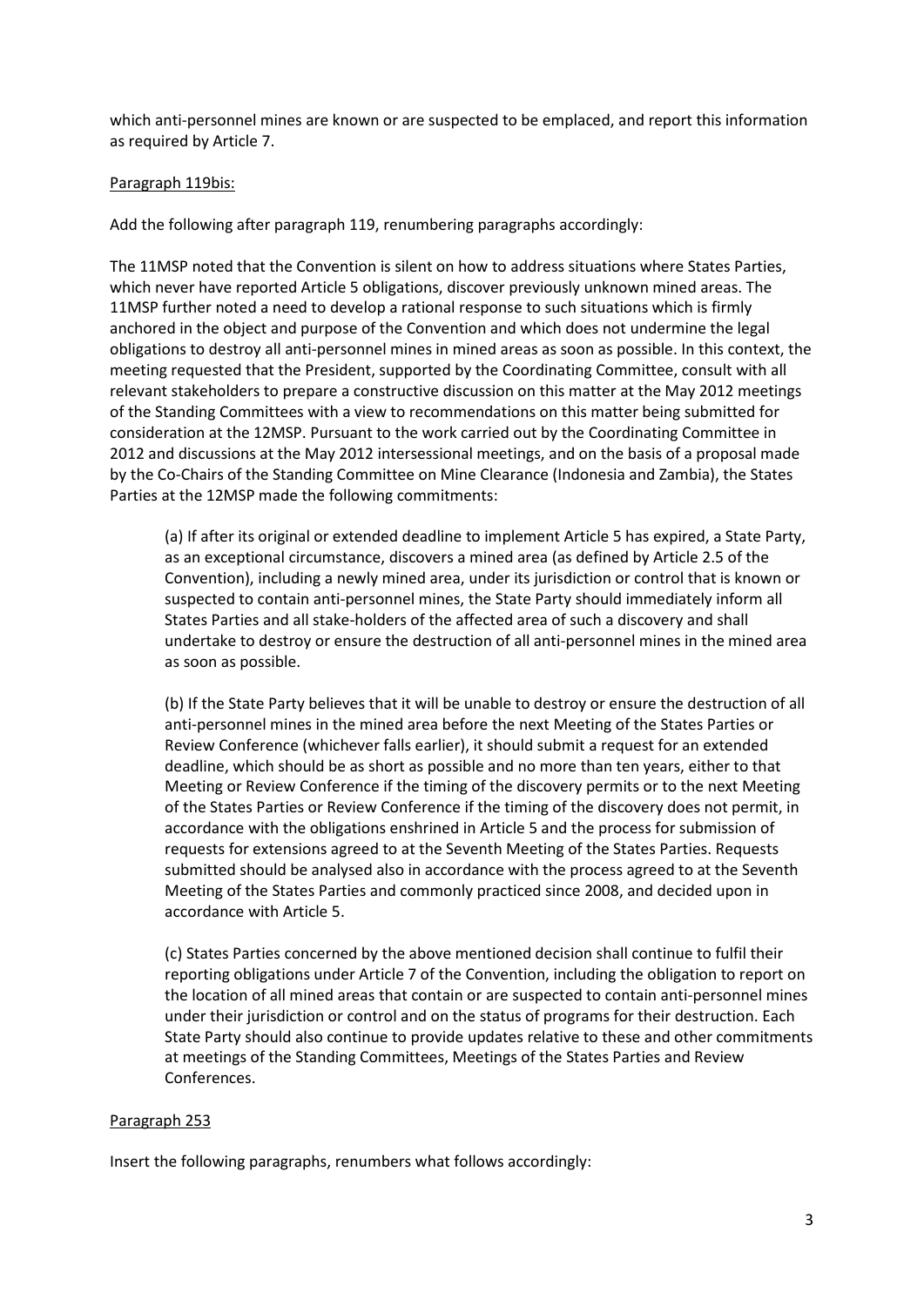which anti-personnel mines are known or are suspected to be emplaced, and report this information as required by Article 7.

Paragraph 119bis:

Add the following after paragraph 119, renumbering paragraphs accordingly:

The 11MSP noted that the Convention is silent on how to address situations where States Parties, which never have reported Article 5 obligations, discover previously unknown mined areas. The 11MSP further noted a need to develop a rational response to such situations which is firmly anchored in the object and purpose of the Convention and which does not undermine the legal obligations to destroy all anti-personnel mines in mined areas as soon as possible. In this context, the meeting requested that the President, supported by the Coordinating Committee, consult with all relevant stakeholders to prepare a constructive discussion on this matter at the May 2012 meetings of the Standing Committees with a view to recommendations on this matter being submitted for consideration at the 12MSP. Pursuant to the work carried out by the Coordinating Committee in 2012 and discussions at the May 2012 intersessional meetings, and on the basis of a proposal made by the Co-Chairs of the Standing Committee on Mine Clearance (Indonesia and Zambia), the States Parties at the 12MSP made the following commitments:

(a) If after its original or extended deadline to implement Article 5 has expired, a State Party, as an exceptional circumstance, discovers a mined area (as defined by Article 2.5 of the Convention), including a newly mined area, under its jurisdiction or control that is known or suspected to contain anti-personnel mines, the State Party should immediately inform all States Parties and all stake-holders of the affected area of such a discovery and shall undertake to destroy or ensure the destruction of all anti-personnel mines in the mined area as soon as possible.

(b) If the State Party believes that it will be unable to destroy or ensure the destruction of all anti-personnel mines in the mined area before the next Meeting of the States Parties or Review Conference (whichever falls earlier), it should submit a request for an extended deadline, which should be as short as possible and no more than ten years, either to that Meeting or Review Conference if the timing of the discovery permits or to the next Meeting of the States Parties or Review Conference if the timing of the discovery does not permit, in accordance with the obligations enshrined in Article 5 and the process for submission of requests for extensions agreed to at the Seventh Meeting of the States Parties. Requests submitted should be analysed also in accordance with the process agreed to at the Seventh Meeting of the States Parties and commonly practiced since 2008, and decided upon in accordance with Article 5.

(c) States Parties concerned by the above mentioned decision shall continue to fulfil their reporting obligations under Article 7 of the Convention, including the obligation to report on the location of all mined areas that contain or are suspected to contain anti-personnel mines under their jurisdiction or control and on the status of programs for their destruction. Each State Party should also continue to provide updates relative to these and other commitments at meetings of the Standing Committees, Meetings of the States Parties and Review Conferences.

Paragraph 253

Insert the following paragraphs, renumbers what follows accordingly: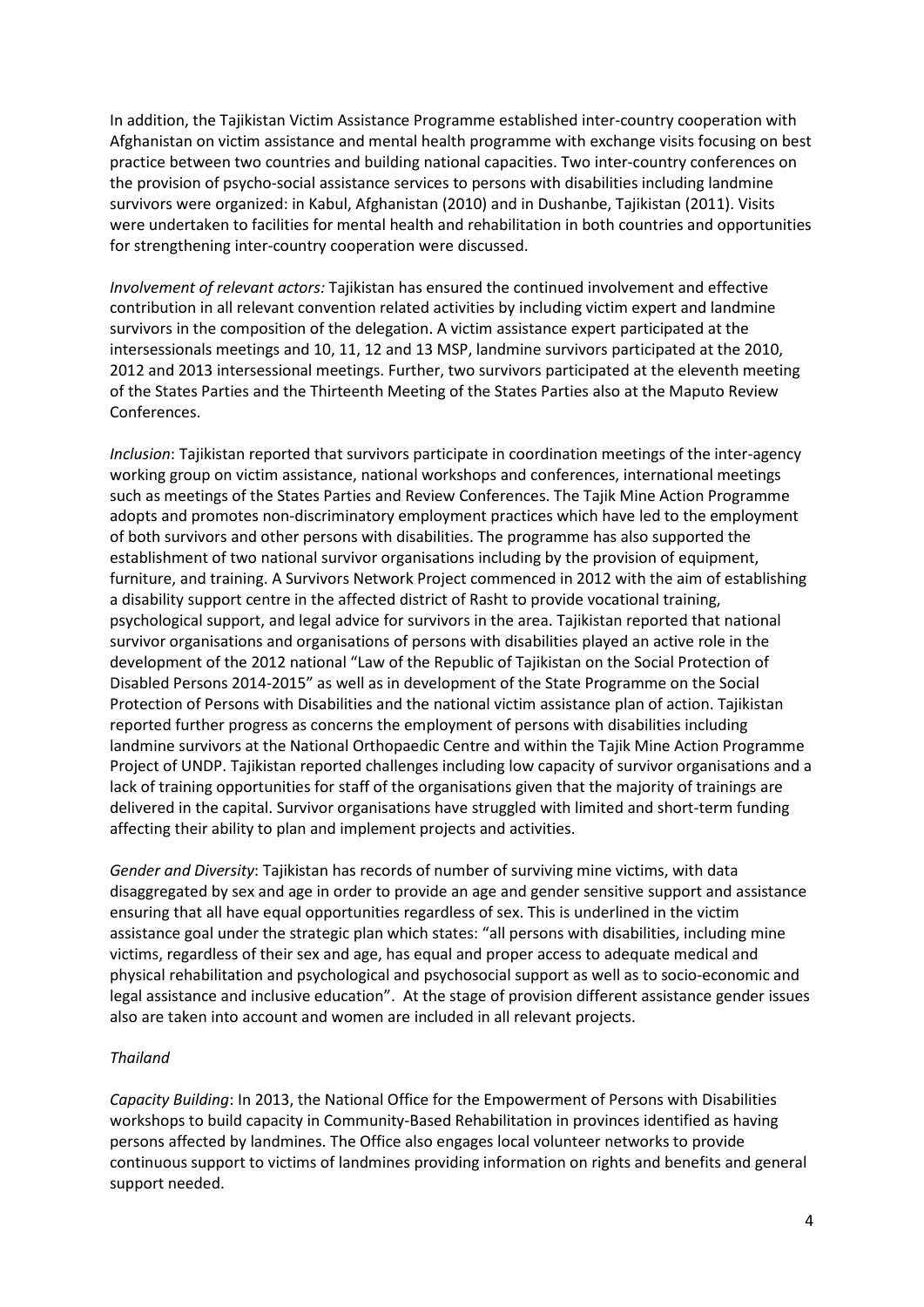In addition, the Tajikistan Victim Assistance Programme established inter-country cooperation with Afghanistan on victim assistance and mental health programme with exchange visits focusing on best practice between two countries and building national capacities. Two inter-country conferences on the provision of psycho-social assistance services to persons with disabilities including landmine survivors were organized: in Kabul, Afghanistan (2010) and in Dushanbe, Tajikistan (2011). Visits were undertaken to facilities for mental health and rehabilitation in both countries and opportunities for strengthening inter-country cooperation were discussed.

*Involvement of relevant actors:* Tajikistan has ensured the continued involvement and effective contribution in all relevant convention related activities by including victim expert and landmine survivors in the composition of the delegation. A victim assistance expert participated at the intersessionals meetings and 10, 11, 12 and 13 MSP, landmine survivors participated at the 2010, 2012 and 2013 intersessional meetings. Further, two survivors participated at the eleventh meeting of the States Parties and the Thirteenth Meeting of the States Parties also at the Maputo Review Conferences.

*Inclusion*: Tajikistan reported that survivors participate in coordination meetings of the inter-agency working group on victim assistance, national workshops and conferences, international meetings such as meetings of the States Parties and Review Conferences. The Tajik Mine Action Programme adopts and promotes non-discriminatory employment practices which have led to the employment of both survivors and other persons with disabilities. The programme has also supported the establishment of two national survivor organisations including by the provision of equipment, furniture, and training. A Survivors Network Project commenced in 2012 with the aim of establishing a disability support centre in the affected district of Rasht to provide vocational training, psychological support, and legal advice for survivors in the area. Tajikistan reported that national survivor organisations and organisations of persons with disabilities played an active role in the development of the 2012 national "Law of the Republic of Tajikistan on the Social Protection of Disabled Persons 2014-2015" as well as in development of the State Programme on the Social Protection of Persons with Disabilities and the national victim assistance plan of action. Tajikistan reported further progress as concerns the employment of persons with disabilities including landmine survivors at the National Orthopaedic Centre and within the Tajik Mine Action Programme Project of UNDP. Tajikistan reported challenges including low capacity of survivor organisations and a lack of training opportunities for staff of the organisations given that the majority of trainings are delivered in the capital. Survivor organisations have struggled with limited and short-term funding affecting their ability to plan and implement projects and activities.

*Gender and Diversity*: Tajikistan has records of number of surviving mine victims, with data disaggregated by sex and age in order to provide an age and gender sensitive support and assistance ensuring that all have equal opportunities regardless of sex. This is underlined in the victim assistance goal under the strategic plan which states: "all persons with disabilities, including mine victims, regardless of their sex and age, has equal and proper access to adequate medical and physical rehabilitation and psychological and psychosocial support as well as to socio-economic and legal assistance and inclusive education". At the stage of provision different assistance gender issues also are taken into account and women are included in all relevant projects.

*Thailand*

*Capacity Building*: In 2013, the National Office for the Empowerment of Persons with Disabilities workshops to build capacity in Community-Based Rehabilitation in provinces identified as having persons affected by landmines. The Office also engages local volunteer networks to provide continuous support to victims of landmines providing information on rights and benefits and general support needed.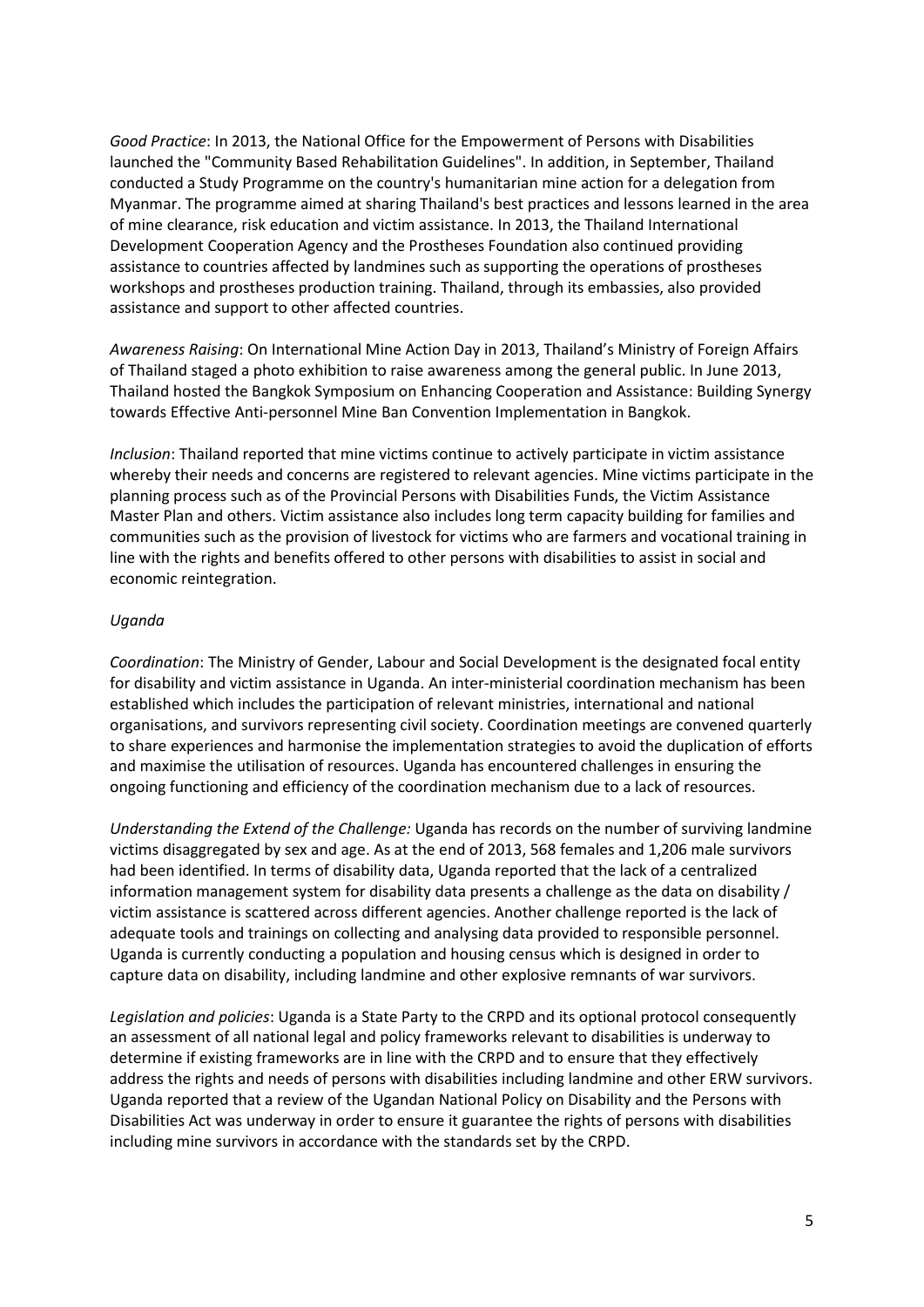*Good Practice*: In 2013, the National Office for the Empowerment of Persons with Disabilities launched the "Community Based Rehabilitation Guidelines". In addition, in September, Thailand conducted a Study Programme on the country's humanitarian mine action for a delegation from Myanmar. The programme aimed at sharing Thailand's best practices and lessons learned in the area of mine clearance, risk education and victim assistance. In 2013, the Thailand International Development Cooperation Agency and the Prostheses Foundation also continued providing assistance to countries affected by landmines such as supporting the operations of prostheses workshops and prostheses production training. Thailand, through its embassies, also provided assistance and support to other affected countries.

*Awareness Raising*: On International Mine Action Day in 2013, Thailand's Ministry of Foreign Affairs of Thailand staged a photo exhibition to raise awareness among the general public. In June 2013, Thailand hosted the Bangkok Symposium on Enhancing Cooperation and Assistance: Building Synergy towards Effective Anti-personnel Mine Ban Convention Implementation in Bangkok.

*Inclusion*: Thailand reported that mine victims continue to actively participate in victim assistance whereby their needs and concerns are registered to relevant agencies. Mine victims participate in the planning process such as of the Provincial Persons with Disabilities Funds, the Victim Assistance Master Plan and others. Victim assistance also includes long term capacity building for families and communities such as the provision of livestock for victims who are farmers and vocational training in line with the rights and benefits offered to other persons with disabilities to assist in social and economic reintegration.

*Uganda*

*Coordination*: The Ministry of Gender, Labour and Social Development is the designated focal entity for disability and victim assistance in Uganda. An inter-ministerial coordination mechanism has been established which includes the participation of relevant ministries, international and national organisations, and survivors representing civil society. Coordination meetings are convened quarterly to share experiences and harmonise the implementation strategies to avoid the duplication of efforts and maximise the utilisation of resources. Uganda has encountered challenges in ensuring the ongoing functioning and efficiency of the coordination mechanism due to a lack of resources.

*Understanding the Extend of the Challenge:* Uganda has records on the number of surviving landmine victims disaggregated by sex and age. As at the end of 2013, 568 females and 1,206 male survivors had been identified. In terms of disability data, Uganda reported that the lack of a centralized information management system for disability data presents a challenge as the data on disability / victim assistance is scattered across different agencies. Another challenge reported is the lack of adequate tools and trainings on collecting and analysing data provided to responsible personnel. Uganda is currently conducting a population and housing census which is designed in order to capture data on disability, including landmine and other explosive remnants of war survivors.

*Legislation and policies*: Uganda is a State Party to the CRPD and its optional protocol consequently an assessment of all national legal and policy frameworks relevant to disabilities is underway to determine if existing frameworks are in line with the CRPD and to ensure that they effectively address the rights and needs of persons with disabilities including landmine and other ERW survivors. Uganda reported that a review of the Ugandan National Policy on Disability and the Persons with Disabilities Act was underway in order to ensure it guarantee the rights of persons with disabilities including mine survivors in accordance with the standards set by the CRPD.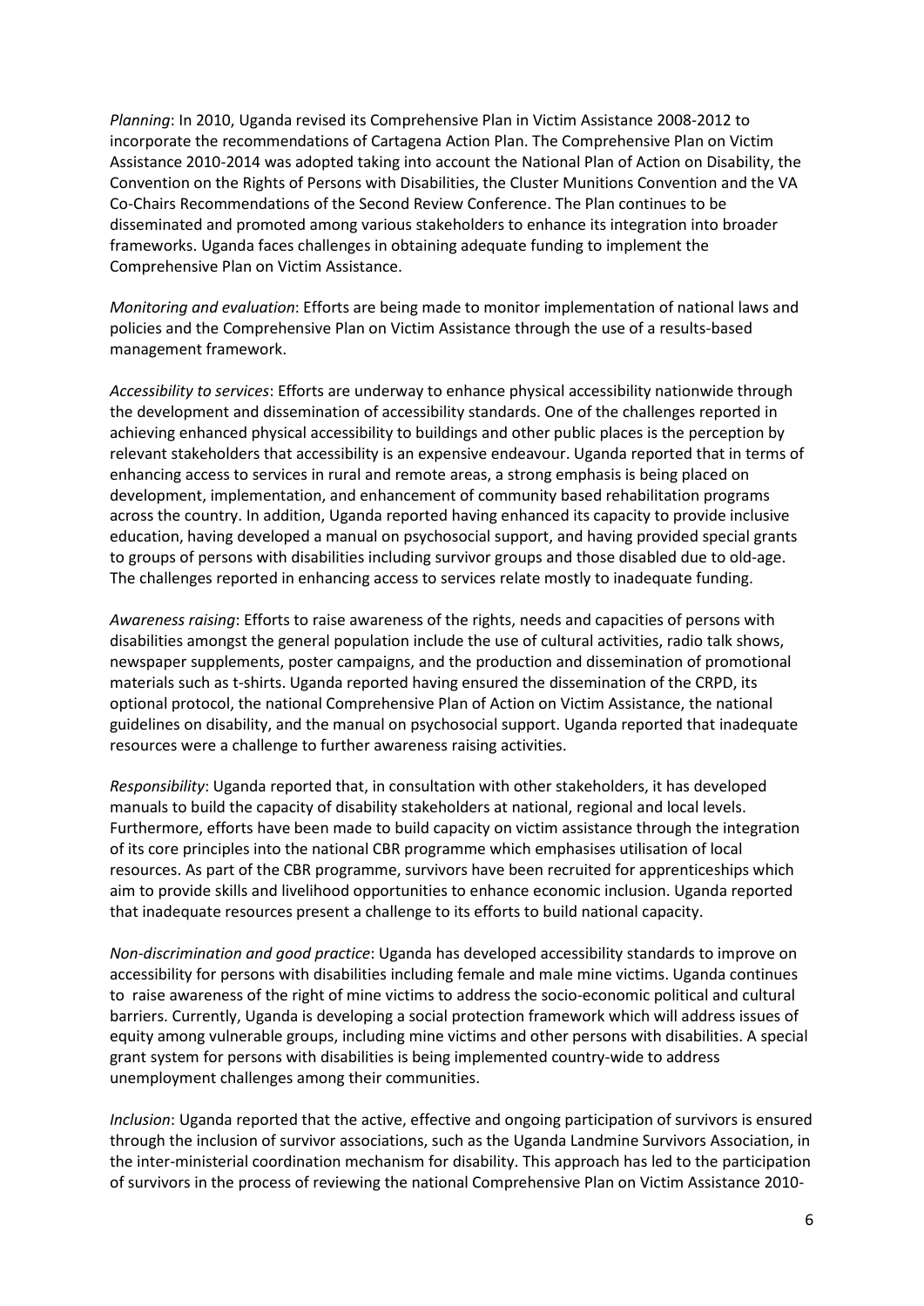*Planning*: In 2010, Uganda revised its Comprehensive Plan in Victim Assistance 2008-2012 to incorporate the recommendations of Cartagena Action Plan. The Comprehensive Plan on Victim Assistance 2010-2014 was adopted taking into account the National Plan of Action on Disability, the Convention on the Rights of Persons with Disabilities, the Cluster Munitions Convention and the VA Co-Chairs Recommendations of the Second Review Conference. The Plan continues to be disseminated and promoted among various stakeholders to enhance its integration into broader frameworks. Uganda faces challenges in obtaining adequate funding to implement the Comprehensive Plan on Victim Assistance.

*Monitoring and evaluation*: Efforts are being made to monitor implementation of national laws and policies and the Comprehensive Plan on Victim Assistance through the use of a results-based management framework.

*Accessibility to services*: Efforts are underway to enhance physical accessibility nationwide through the development and dissemination of accessibility standards. One of the challenges reported in achieving enhanced physical accessibility to buildings and other public places is the perception by relevant stakeholders that accessibility is an expensive endeavour. Uganda reported that in terms of enhancing access to services in rural and remote areas, a strong emphasis is being placed on development, implementation, and enhancement of community based rehabilitation programs across the country. In addition, Uganda reported having enhanced its capacity to provide inclusive education, having developed a manual on psychosocial support, and having provided special grants to groups of persons with disabilities including survivor groups and those disabled due to old-age. The challenges reported in enhancing access to services relate mostly to inadequate funding.

*Awareness raising*: Efforts to raise awareness of the rights, needs and capacities of persons with disabilities amongst the general population include the use of cultural activities, radio talk shows, newspaper supplements, poster campaigns, and the production and dissemination of promotional materials such as t-shirts. Uganda reported having ensured the dissemination of the CRPD, its optional protocol, the national Comprehensive Plan of Action on Victim Assistance, the national guidelines on disability, and the manual on psychosocial support. Uganda reported that inadequate resources were a challenge to further awareness raising activities.

*Responsibility*: Uganda reported that, in consultation with other stakeholders, it has developed manuals to build the capacity of disability stakeholders at national, regional and local levels. Furthermore, efforts have been made to build capacity on victim assistance through the integration of its core principles into the national CBR programme which emphasises utilisation of local resources. As part of the CBR programme, survivors have been recruited for apprenticeships which aim to provide skills and livelihood opportunities to enhance economic inclusion. Uganda reported that inadequate resources present a challenge to its efforts to build national capacity.

*Non-discrimination and good practice*: Uganda has developed accessibility standards to improve on accessibility for persons with disabilities including female and male mine victims. Uganda continues to raise awareness of the right of mine victims to address the socio-economic political and cultural barriers. Currently, Uganda is developing a social protection framework which will address issues of equity among vulnerable groups, including mine victims and other persons with disabilities. A special grant system for persons with disabilities is being implemented country-wide to address unemployment challenges among their communities.

*Inclusion*: Uganda reported that the active, effective and ongoing participation of survivors is ensured through the inclusion of survivor associations, such as the Uganda Landmine Survivors Association, in the inter-ministerial coordination mechanism for disability. This approach has led to the participation of survivors in the process of reviewing the national Comprehensive Plan on Victim Assistance 2010-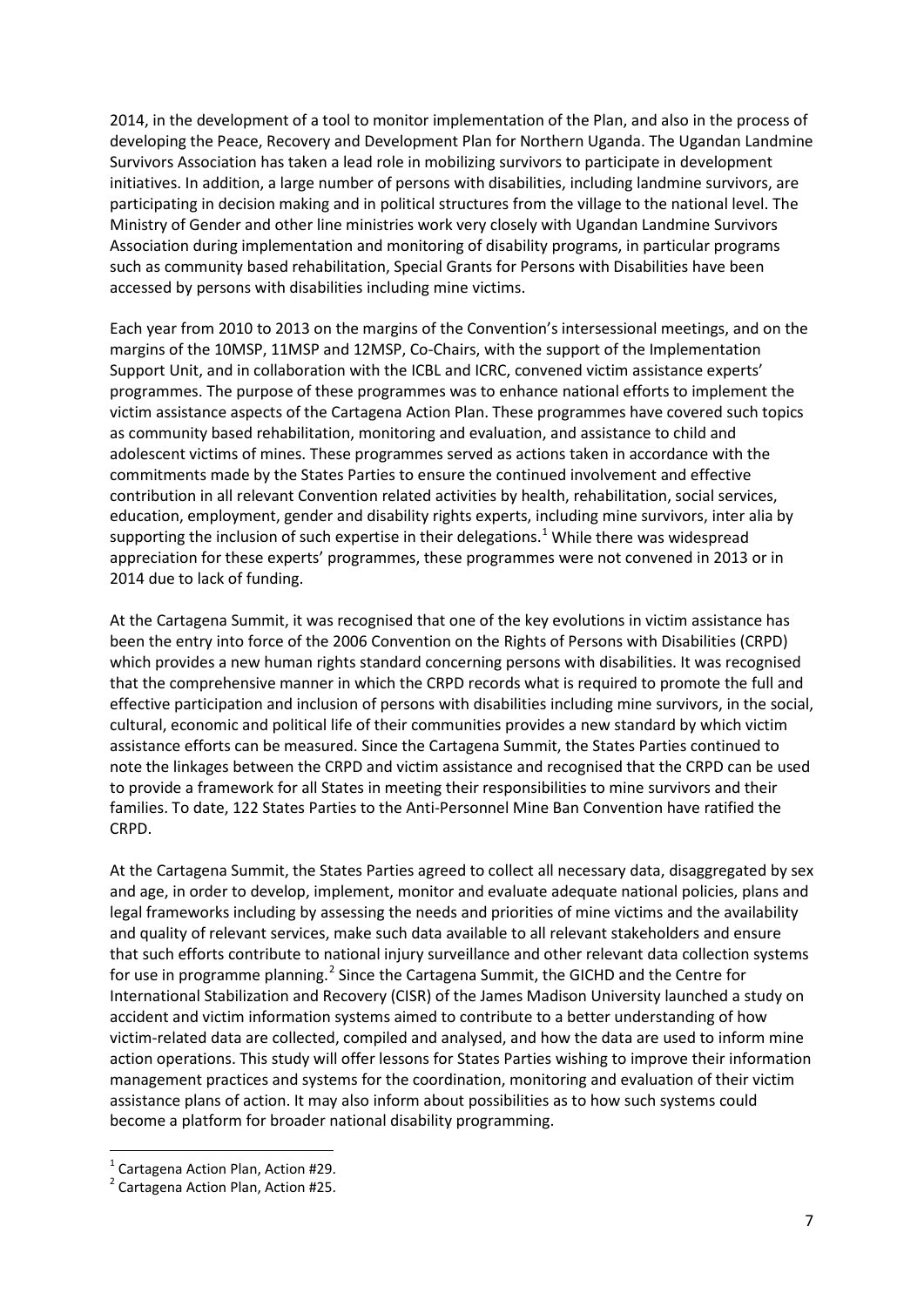2014, in the development of a tool to monitor implementation of the Plan, and also in the process of developing the Peace, Recovery and Development Plan for Northern Uganda. The Ugandan Landmine Survivors Association has taken a lead role in mobilizing survivors to participate in development initiatives. In addition, a large number of persons with disabilities, including landmine survivors, are participating in decision making and in political structures from the village to the national level. The Ministry of Gender and other line ministries work very closely with Ugandan Landmine Survivors Association during implementation and monitoring of disability programs, in particular programs such as community based rehabilitation, Special Grants for Persons with Disabilities have been accessed by persons with disabilities including mine victims.

Each year from 2010 to 2013 on the margins of the Convention's intersessional meetings, and on the margins of the 10MSP, 11MSP and 12MSP, Co-Chairs, with the support of the Implementation Support Unit, and in collaboration with the ICBL and ICRC, convened victim assistance experts' programmes. The purpose of these programmes was to enhance national efforts to implement the victim assistance aspects of the Cartagena Action Plan. These programmes have covered such topics as community based rehabilitation, monitoring and evaluation, and assistance to child and adolescent victims of mines. These programmes served as actions taken in accordance with the commitments made by the States Parties to ensure the continued involvement and effective contribution in all relevant Convention related activities by health, rehabilitation, social services, education, employment, gender and disability rights experts, including mine survivors, inter alia by supporting the inclusion of such expertise in their delegations.[1] While there was widespread appreciation for these experts' programmes, these programmes were not convened in 2013 or in 2014 due to lack of funding.

At the Cartagena Summit, it was recognised that one of the key evolutions in victim assistance has been the entry into force of the 2006 Convention on the Rights of Persons with Disabilities (CRPD) which provides a new human rights standard concerning persons with disabilities. It was recognised that the comprehensive manner in which the CRPD records what is required to promote the full and effective participation and inclusion of persons with disabilities including mine survivors, in the social, cultural, economic and political life of their communities provides a new standard by which victim assistance efforts can be measured. Since the Cartagena Summit, the States Parties continued to note the linkages between the CRPD and victim assistance and recognised that the CRPD can be used to provide a framework for all States in meeting their responsibilities to mine survivors and their families. To date, 122 States Parties to the Anti-Personnel Mine Ban Convention have ratified the CRPD.

At the Cartagena Summit, the States Parties agreed to collect all necessary data, disaggregated by sex and age, in order to develop, implement, monitor and evaluate adequate national policies, plans and legal frameworks including by assessing the needs and priorities of mine victims and the availability and quality of relevant services, make such data available to all relevant stakeholders and ensure that such efforts contribute to national injury surveillance and other relevant data collection systems for use in programme planning.[2] Since the Cartagena Summit, the GICHD and the Centre for International Stabilization and Recovery (CISR) of the James Madison University launched a study on accident and victim information systems aimed to contribute to a better understanding of how victim-related data are collected, compiled and analysed, and how the data are used to inform mine action operations. This study will offer lessons for States Parties wishing to improve their information management practices and systems for the coordination, monitoring and evaluation of their victim assistance plans of action. It may also inform about possibilities as to how such systems could become a platform for broader national disability programming.

---

[1] Cartagena Action Plan, Action #29.

[2] Cartagena Action Plan, Action #25.